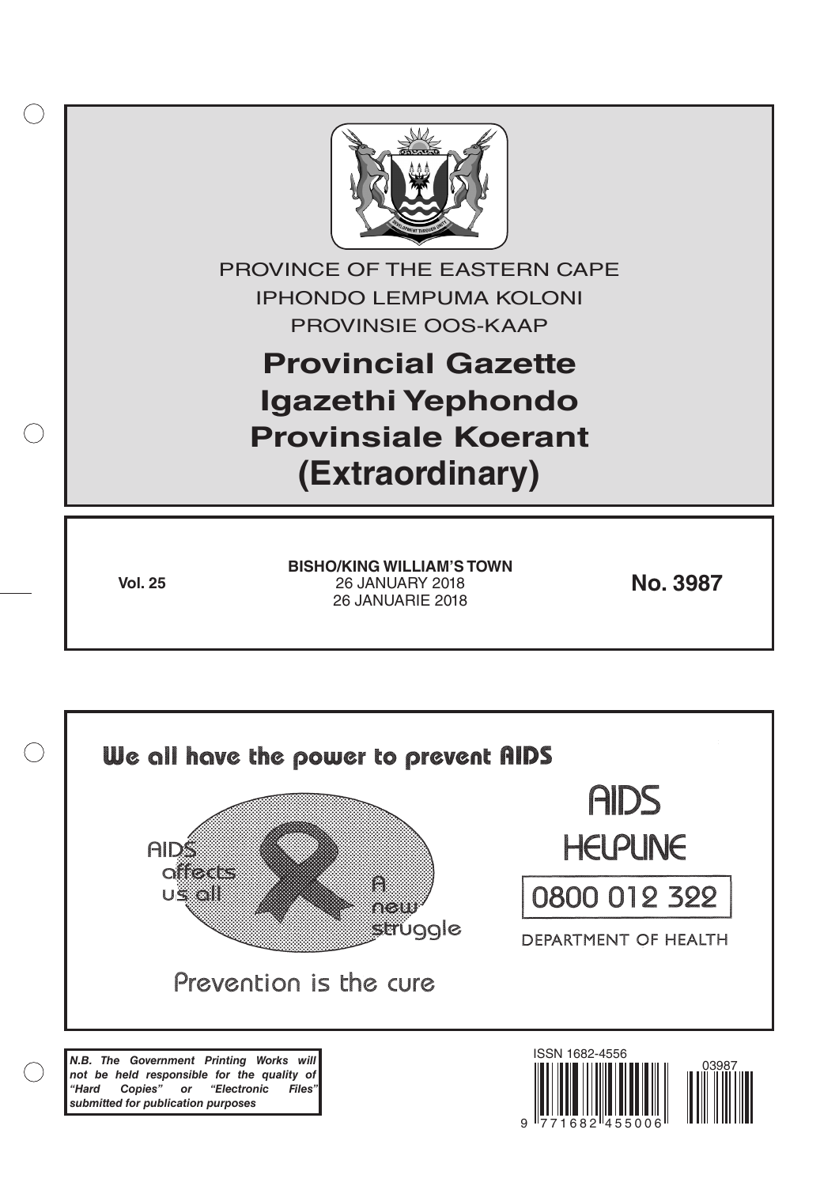PROVINCE OF THE EASTERN CAPE

IPHONDO LEMPUMA KOLONI

PROVINSIE OOS-KAAP

# Provincial Gazette
# Igazethi Yephondo
# Provinsiale Koerant
# (Extraordinary)

**Vol. 25**

**BISHO/KING WILLIAM'S TOWN**
26 JANUARY 2018
26 JANUARIE 2018

**No. 3987**

We all have the power to prevent AIDS

AIDS affects us all

A new struggle

Prevention is the cure

AIDS HELPLINE

0800 012 322

DEPARTMENT OF HEALTH

***N.B. The Government Printing Works will not be held responsible for the quality of "Hard Copies" or "Electronic Files" submitted for publication purposes***

ISSN 1682-4556

03987

9 771682 455006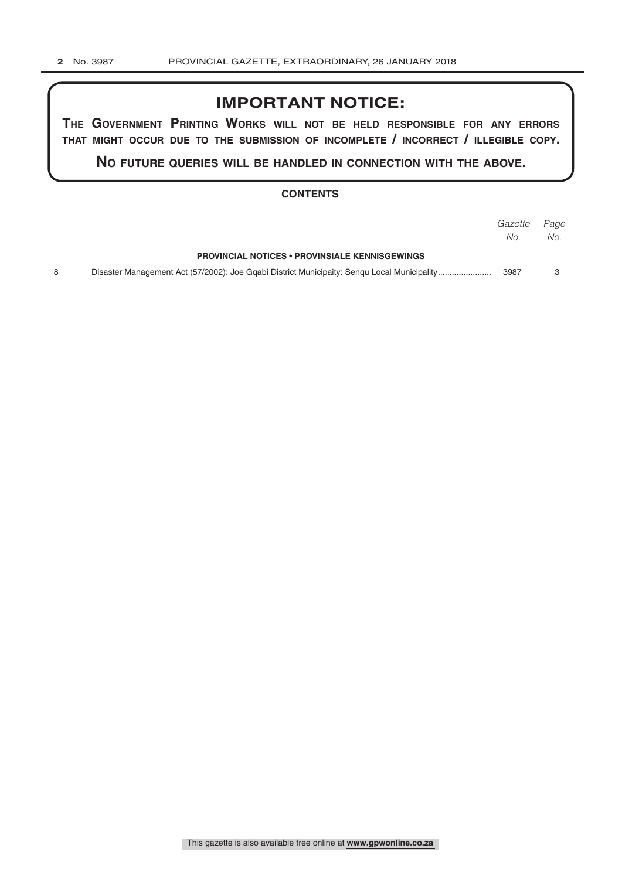## IMPORTANT NOTICE:

**THE GOVERNMENT PRINTING WORKS WILL NOT BE HELD RESPONSIBLE FOR ANY ERRORS THAT MIGHT OCCUR DUE TO THE SUBMISSION OF INCOMPLETE / INCORRECT / ILLEGIBLE COPY.**

**NO FUTURE QUERIES WILL BE HANDLED IN CONNECTION WITH THE ABOVE.**

### CONTENTS

| | | *Gazette No.* | *Page No.* |
|---|---|---|---|
| | **PROVINCIAL NOTICES • PROVINSIALE KENNISGEWINGS** | | |
| 8 | Disaster Management Act (57/2002): Joe Gqabi District Municipaity: Senqu Local Municipality...................... | 3987 | 3 |

This gazette is also available free online at **www.gpwonline.co.za**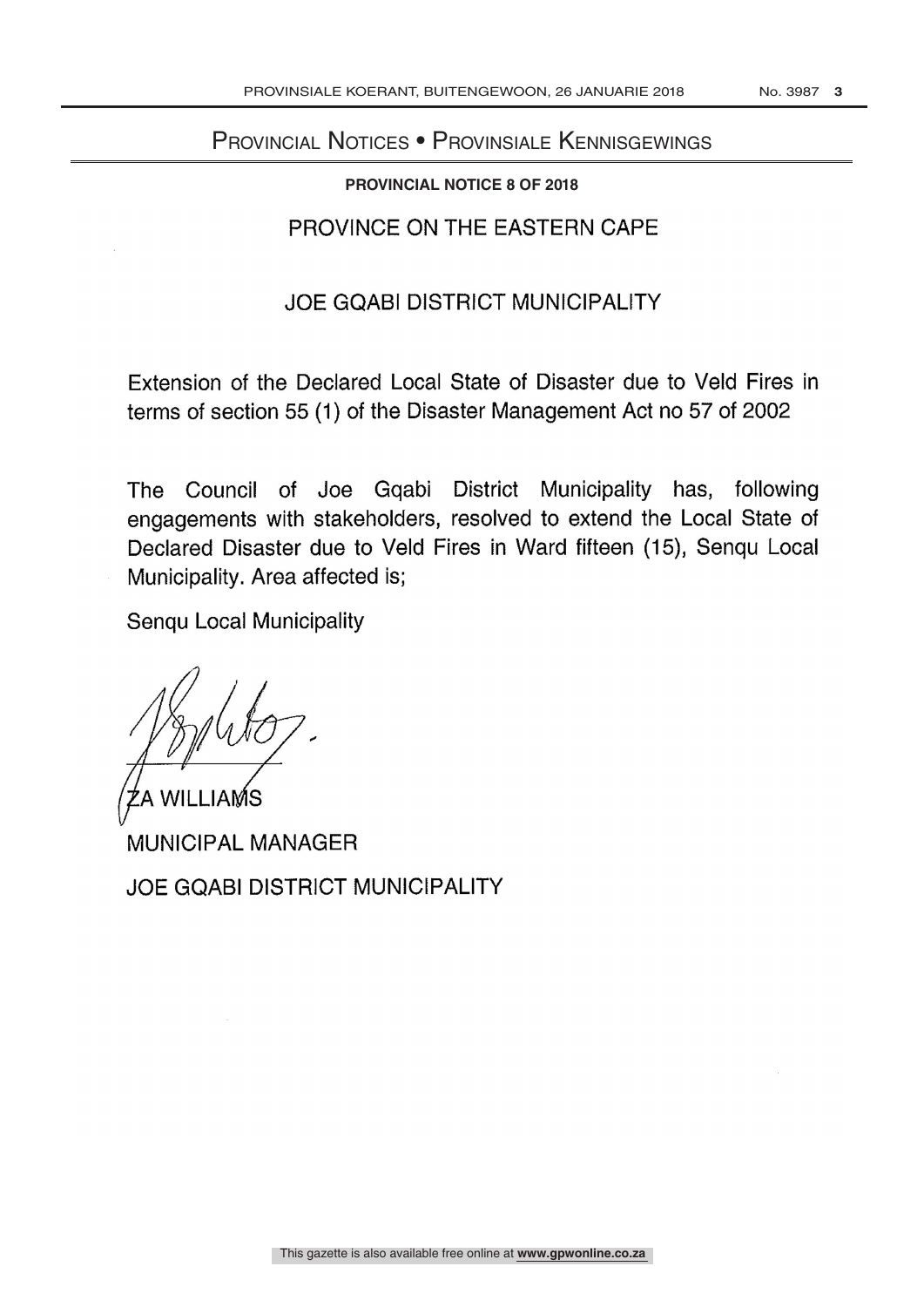# Provincial Notices • Provinsiale Kennisgewings

**PROVINCIAL NOTICE 8 OF 2018**

## PROVINCE ON THE EASTERN CAPE

## JOE GQABI DISTRICT MUNICIPALITY

Extension of the Declared Local State of Disaster due to Veld Fires in terms of section 55 (1) of the Disaster Management Act no 57 of 2002

The Council of Joe Gqabi District Municipality has, following engagements with stakeholders, resolved to extend the Local State of Declared Disaster due to Veld Fires in Ward fifteen (15), Senqu Local Municipality. Area affected is;

Senqu Local Municipality

ZA WILLIAMS

MUNICIPAL MANAGER

JOE GQABI DISTRICT MUNICIPALITY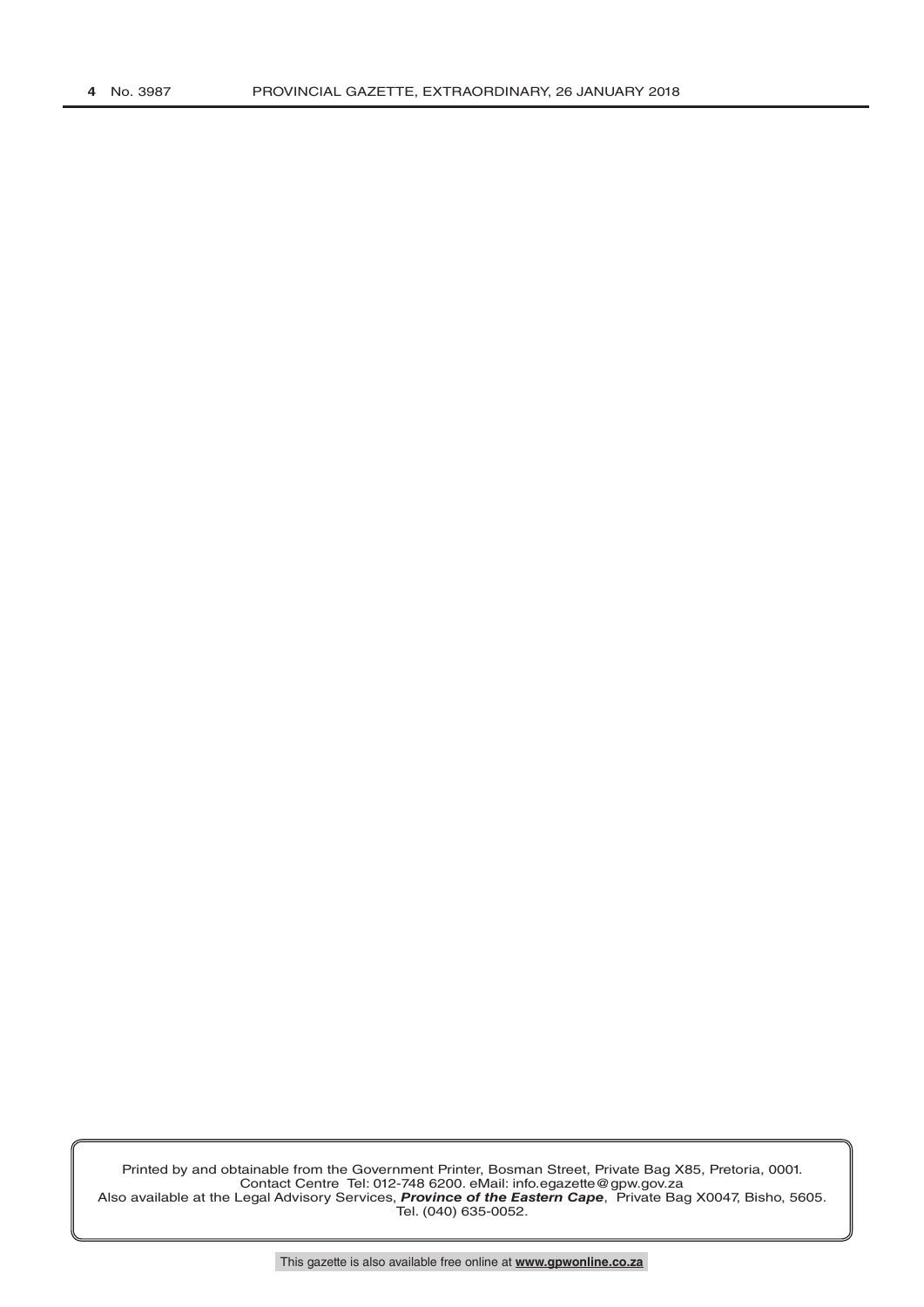Printed by and obtainable from the Government Printer, Bosman Street, Private Bag X85, Pretoria, 0001.
Contact Centre Tel: 012-748 6200. eMail: info.egazette@gpw.gov.za
Also available at the Legal Advisory Services, ***Province of the Eastern Cape***, Private Bag X0047, Bisho, 5605.
Tel. (040) 635-0052.

This gazette is also available free online at **www.gpwonline.co.za**